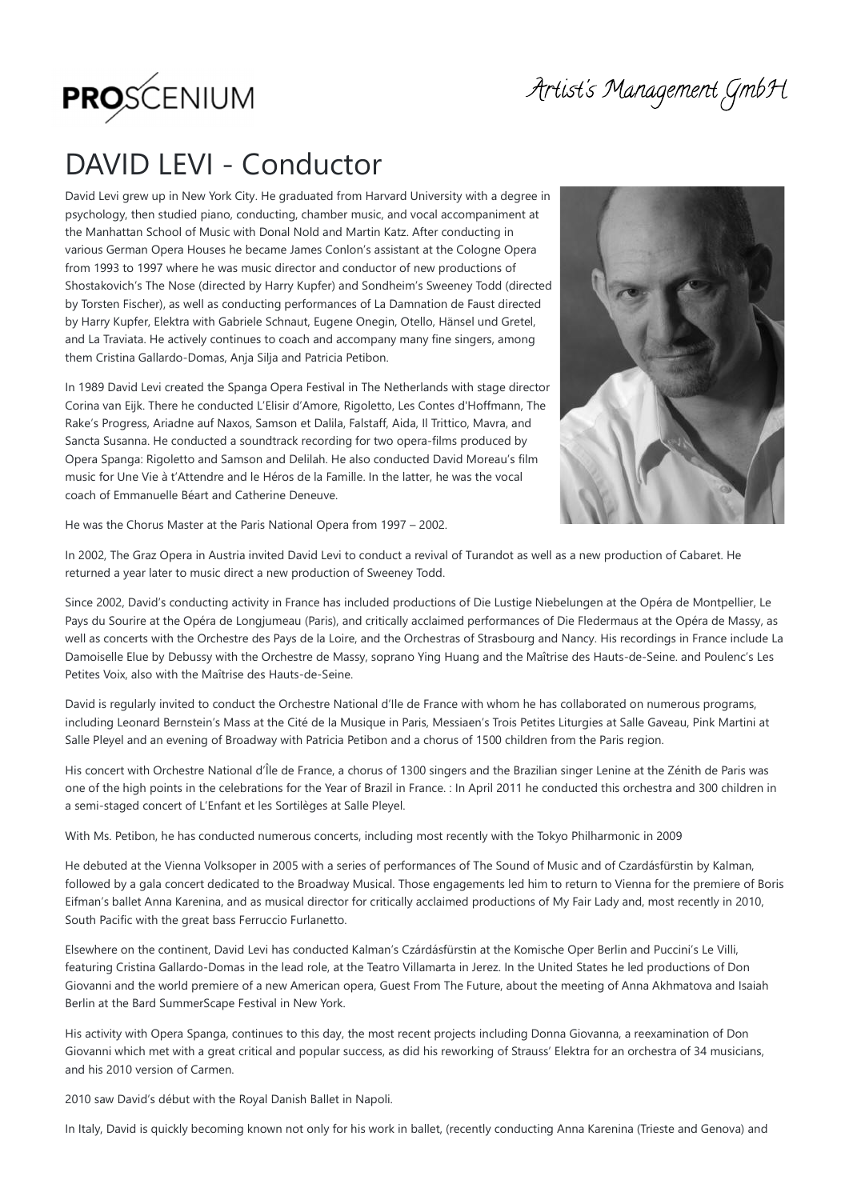PROSCENIUM

Artist's Management GmbH

# DAVID LEVI - Conductor

David Levi grew up in New York City. He graduated from Harvard University with a degree in psychology, then studied piano, conducting, chamber music, and vocal accompaniment at the Manhattan School of Music with Donal Nold and Martin Katz. After conducting in various German Opera Houses he became James Conlon's assistant at the Cologne Opera from 1993 to 1997 where he was music director and conductor of new productions of Shostakovich's The Nose (directed by Harry Kupfer) and Sondheim's Sweeney Todd (directed by Torsten Fischer), as well as conducting performances of La Damnation de Faust directed by Harry Kupfer, Elektra with Gabriele Schnaut, Eugene Onegin, Otello, Hänsel und Gretel, and La Traviata. He actively continues to coach and accompany many fine singers, among them Cristina Gallardo-Domas, Anja Silja and Patricia Petibon.

In 1989 David Levi created the Spanga Opera Festival in The Netherlands with stage director Corina van Eijk. There he conducted L'Elisir d'Amore, Rigoletto, Les Contes d'Hoffmann, The Rake's Progress, Ariadne auf Naxos, Samson et Dalila, Falstaff, Aida, Il Trittico, Mavra, and Sancta Susanna. He conducted a soundtrack recording for two opera-films produced by Opera Spanga: Rigoletto and Samson and Delilah. He also conducted David Moreau's film music for Une Vie à t'Attendre and le Héros de la Famille. In the latter, he was the vocal coach of Emmanuelle Béart and Catherine Deneuve.

He was the Chorus Master at the Paris National Opera from 1997 – 2002.

In 2002, The Graz Opera in Austria invited David Levi to conduct a revival of Turandot as well as a new production of Cabaret. He returned a year later to music direct a new production of Sweeney Todd.

Since 2002, David's conducting activity in France has included productions of Die Lustige Niebelungen at the Opéra de Montpellier, Le Pays du Sourire at the Opéra de Longjumeau (Paris), and critically acclaimed performances of Die Fledermaus at the Opéra de Massy, as well as concerts with the Orchestre des Pays de la Loire, and the Orchestras of Strasbourg and Nancy. His recordings in France include La Damoiselle Elue by Debussy with the Orchestre de Massy, soprano Ying Huang and the Maîtrise des Hauts-de-Seine. and Poulenc's Les Petites Voix, also with the Maîtrise des Hauts-de-Seine.

David is regularly invited to conduct the Orchestre National d'Ile de France with whom he has collaborated on numerous programs, including Leonard Bernstein's Mass at the Cité de la Musique in Paris, Messiaen's Trois Petites Liturgies at Salle Gaveau, Pink Martini at Salle Pleyel and an evening of Broadway with Patricia Petibon and a chorus of 1500 children from the Paris region.

His concert with Orchestre National d'Île de France, a chorus of 1300 singers and the Brazilian singer Lenine at the Zénith de Paris was one of the high points in the celebrations for the Year of Brazil in France. : In April 2011 he conducted this orchestra and 300 children in a semi-staged concert of L'Enfant et les Sortilèges at Salle Pleyel.

With Ms. Petibon, he has conducted numerous concerts, including most recently with the Tokyo Philharmonic in 2009

He debuted at the Vienna Volksoper in 2005 with a series of performances of The Sound of Music and of Czardásfürstin by Kalman, followed by a gala concert dedicated to the Broadway Musical. Those engagements led him to return to Vienna for the premiere of Boris Eifman's ballet Anna Karenina, and as musical director for critically acclaimed productions of My Fair Lady and, most recently in 2010, South Pacific with the great bass Ferruccio Furlanetto.

Elsewhere on the continent, David Levi has conducted Kalman's Czárdásfürstin at the Komische Oper Berlin and Puccini's Le Villi, featuring Cristina Gallardo-Domas in the lead role, at the Teatro Villamarta in Jerez. In the United States he led productions of Don Giovanni and the world premiere of a new American opera, Guest From The Future, about the meeting of Anna Akhmatova and Isaiah Berlin at the Bard SummerScape Festival in New York.

His activity with Opera Spanga, continues to this day, the most recent projects including Donna Giovanna, a reexamination of Don Giovanni which met with a great critical and popular success, as did his reworking of Strauss' Elektra for an orchestra of 34 musicians, and his 2010 version of Carmen.

2010 saw David's début with the Royal Danish Ballet in Napoli.

In Italy, David is quickly becoming known not only for his work in ballet, (recently conducting Anna Karenina (Trieste and Genova) and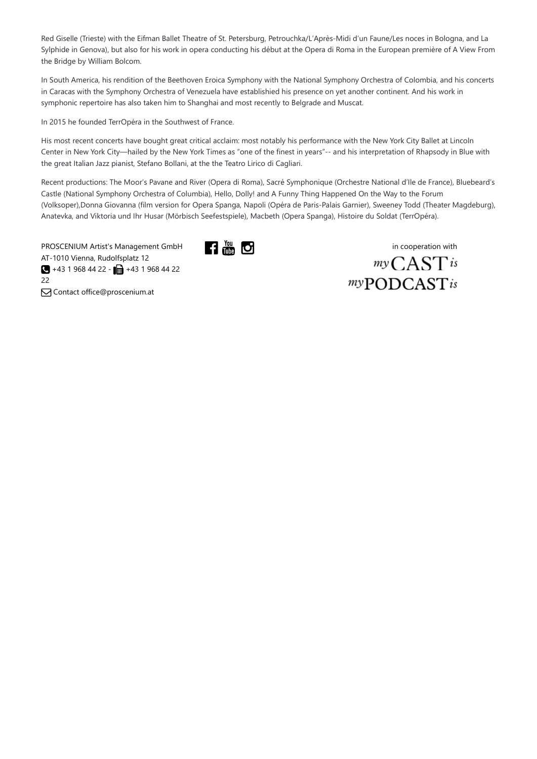Red Giselle (Trieste) with the Eifman Ballet Theatre of St. Petersburg, Petrouchka/L'Après-Midi d'un Faune/Les noces in Bologna, and La Sylphide in Genova), but also for his work in opera conducting his début at the Opera di Roma in the European première of A View From the Bridge by William Bolcom.

In South America, his rendition of the Beethoven Eroica Symphony with the National Symphony Orchestra of Colombia, and his concerts in Caracas with the Symphony Orchestra of Venezuela have establishied his presence on yet another continent. And his work in symphonic repertoire has also taken him to Shanghai and most recently to Belgrade and Muscat.

In 2015 he founded TerrOpéra in the Southwest of France.

His most recent concerts have bought great critical acclaim: most notably his performance with the New York City Ballet at Lincoln Center in New York City—hailed by the New York Times as "one of the finest in years"-- and his interpretation of Rhapsody in Blue with the great Italian Jazz pianist, Stefano Bollani, at the the Teatro Lirico di Cagliari.

Recent productions: The Moor's Pavane and River (Opera di Roma), Sacré Symphonique (Orchestre National d'Ile de France), Bluebeard's Castle (National Symphony Orchestra of Columbia), Hello, Dolly! and A Funny Thing Happened On the Way to the Forum (Volksoper),Donna Giovanna (film version for Opera Spanga, Napoli (Opéra de Paris-Palais Garnier), Sweeney Todd (Theater Magdeburg), Anatevka, and Viktoria und Ihr Husar (Mörbisch Seefestspiele), Macbeth (Opera Spanga), Histoire du Soldat (TerrOpéra).

PROSCENIUM Artist's Management GmbH
AT-1010 Vienna, Rudolfsplatz 12
+43 1 968 44 22 - +43 1 968 44 22 22
Contact office@proscenium.at

in cooperation with
myCASTis
myPODCASTis